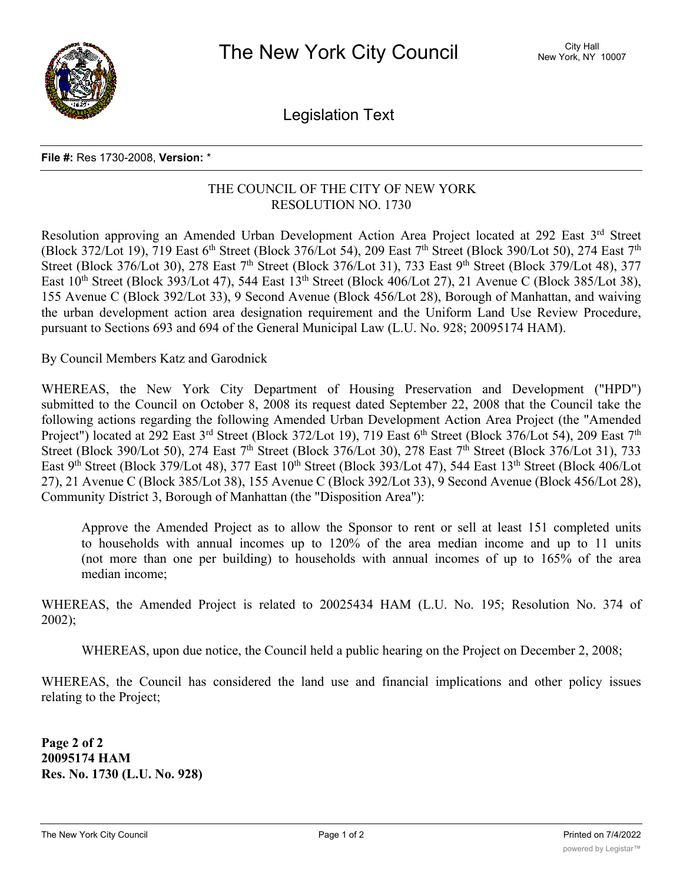# The New York City Council

City Hall
New York, NY 10007

## Legislation Text

**File #:** Res 1730-2008, **Version:** *

THE COUNCIL OF THE CITY OF NEW YORK
RESOLUTION NO. 1730

Resolution approving an Amended Urban Development Action Area Project located at 292 East 3rd Street (Block 372/Lot 19), 719 East 6th Street (Block 376/Lot 54), 209 East 7th Street (Block 390/Lot 50), 274 East 7th Street (Block 376/Lot 30), 278 East 7th Street (Block 376/Lot 31), 733 East 9th Street (Block 379/Lot 48), 377 East 10th Street (Block 393/Lot 47), 544 East 13th Street (Block 406/Lot 27), 21 Avenue C (Block 385/Lot 38), 155 Avenue C (Block 392/Lot 33), 9 Second Avenue (Block 456/Lot 28), Borough of Manhattan, and waiving the urban development action area designation requirement and the Uniform Land Use Review Procedure, pursuant to Sections 693 and 694 of the General Municipal Law (L.U. No. 928; 20095174 HAM).

By Council Members Katz and Garodnick

WHEREAS, the New York City Department of Housing Preservation and Development ("HPD") submitted to the Council on October 8, 2008 its request dated September 22, 2008 that the Council take the following actions regarding the following Amended Urban Development Action Area Project (the "Amended Project") located at 292 East 3rd Street (Block 372/Lot 19), 719 East 6th Street (Block 376/Lot 54), 209 East 7th Street (Block 390/Lot 50), 274 East 7th Street (Block 376/Lot 30), 278 East 7th Street (Block 376/Lot 31), 733 East 9th Street (Block 379/Lot 48), 377 East 10th Street (Block 393/Lot 47), 544 East 13th Street (Block 406/Lot 27), 21 Avenue C (Block 385/Lot 38), 155 Avenue C (Block 392/Lot 33), 9 Second Avenue (Block 456/Lot 28), Community District 3, Borough of Manhattan (the "Disposition Area"):

> Approve the Amended Project as to allow the Sponsor to rent or sell at least 151 completed units to households with annual incomes up to 120% of the area median income and up to 11 units (not more than one per building) to households with annual incomes of up to 165% of the area median income;

WHEREAS, the Amended Project is related to 20025434 HAM (L.U. No. 195; Resolution No. 374 of 2002);

WHEREAS, upon due notice, the Council held a public hearing on the Project on December 2, 2008;

WHEREAS, the Council has considered the land use and financial implications and other policy issues relating to the Project;

**Page 2 of 2**
**20095174 HAM**
**Res. No. 1730 (L.U. No. 928)**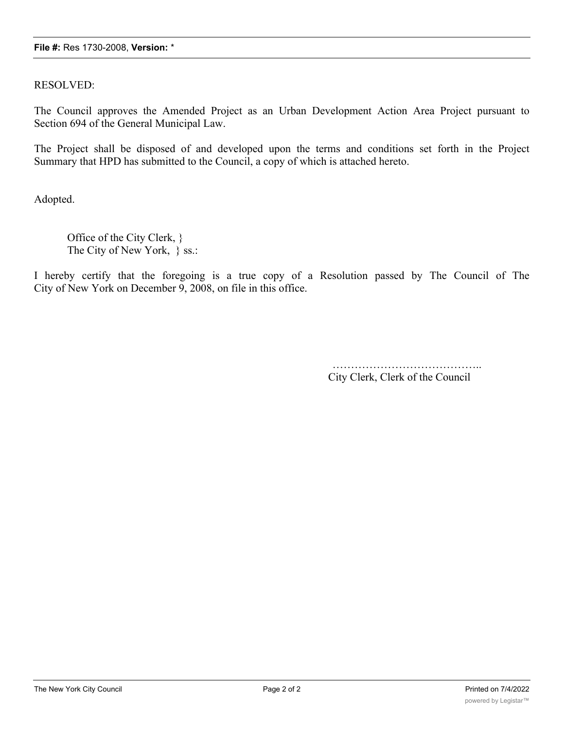RESOLVED:

The Council approves the Amended Project as an Urban Development Action Area Project pursuant to Section 694 of the General Municipal Law.

The Project shall be disposed of and developed upon the terms and conditions set forth in the Project Summary that HPD has submitted to the Council, a copy of which is attached hereto.

Adopted.

Office of the City Clerk, }
The City of New York, } ss.:

I hereby certify that the foregoing is a true copy of a Resolution passed by The Council of The City of New York on December 9, 2008, on file in this office.

…………………………………..
City Clerk, Clerk of the Council